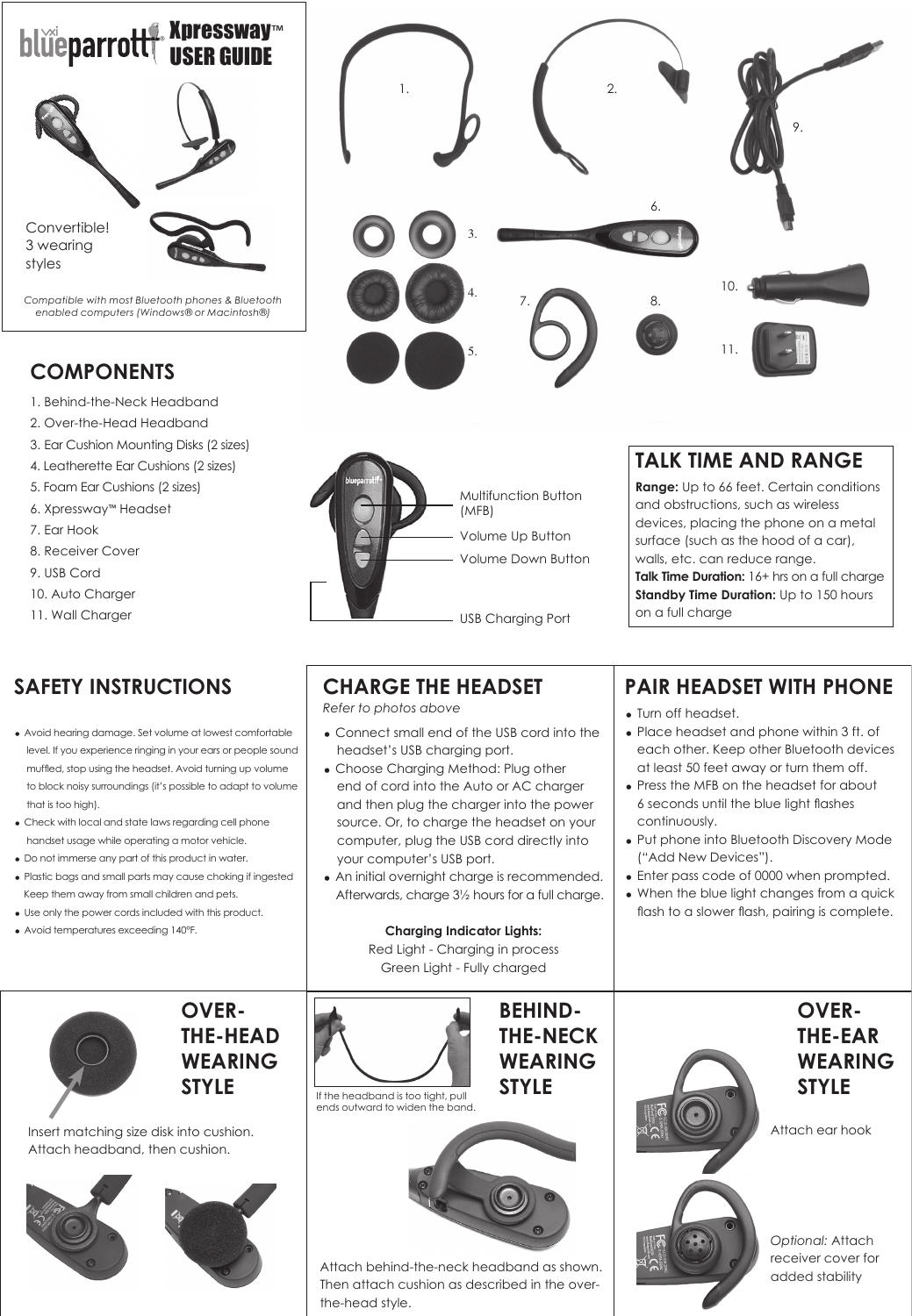# blueparrott® Xpressway™ USER GUIDE

Convertible! 3 wearing styles

*Compatible with most Bluetooth phones & Bluetooth enabled computers (Windows® or Macintosh®)*

## COMPONENTS

1. Behind-the-Neck Headband
2. Over-the-Head Headband
3. Ear Cushion Mounting Disks (2 sizes)
4. Leatherette Ear Cushions (2 sizes)
5. Foam Ear Cushions (2 sizes)
6. Xpressway™ Headset
7. Ear Hook
8. Receiver Cover
9. USB Cord
10. Auto Charger
11. Wall Charger

Multifunction Button (MFB)

Volume Up Button

Volume Down Button

USB Charging Port

## TALK TIME AND RANGE

**Range:** Up to 66 feet. Certain conditions and obstructions, such as wireless devices, placing the phone on a metal surface (such as the hood of a car), walls, etc. can reduce range.

**Talk Time Duration:** 16+ hrs on a full charge

**Standby Time Duration:** Up to 150 hours on a full charge

## SAFETY INSTRUCTIONS

- Avoid hearing damage. Set volume at lowest comfortable level. If you experience ringing in your ears or people sound muffled, stop using the headset. Avoid turning up volume to block noisy surroundings (it's possible to adapt to volume that is too high).
- Check with local and state laws regarding cell phone handset usage while operating a motor vehicle.
- Do not immerse any part of this product in water.
- Plastic bags and small parts may cause choking if ingested Keep them away from small children and pets.
- Use only the power cords included with this product.
- Avoid temperatures exceeding 140°F.

## CHARGE THE HEADSET

*Refer to photos above*

- Connect small end of the USB cord into the headset's USB charging port.
- Choose Charging Method: Plug other end of cord into the Auto or AC charger and then plug the charger into the power source. Or, to charge the headset on your computer, plug the USB cord directly into your computer's USB port.
- An initial overnight charge is recommended. Afterwards, charge 3½ hours for a full charge.

**Charging Indicator Lights:**

Red Light - Charging in process

Green Light - Fully charged

## PAIR HEADSET WITH PHONE

- Turn off headset.
- Place headset and phone within 3 ft. of each other. Keep other Bluetooth devices at least 50 feet away or turn them off.
- Press the MFB on the headset for about 6 seconds until the blue light flashes continuously.
- Put phone into Bluetooth Discovery Mode ("Add New Devices").
- Enter pass code of 0000 when prompted.
- When the blue light changes from a quick flash to a slower flash, pairing is complete.

## OVER-THE-HEAD WEARING STYLE

Insert matching size disk into cushion. Attach headband, then cushion.

## BEHIND-THE-NECK WEARING STYLE

If the headband is too tight, pull ends outward to widen the band.

Attach behind-the-neck headband as shown. Then attach cushion as described in the over-the-head style.

## OVER-THE-EAR WEARING STYLE

Attach ear hook

*Optional:* Attach receiver cover for added stability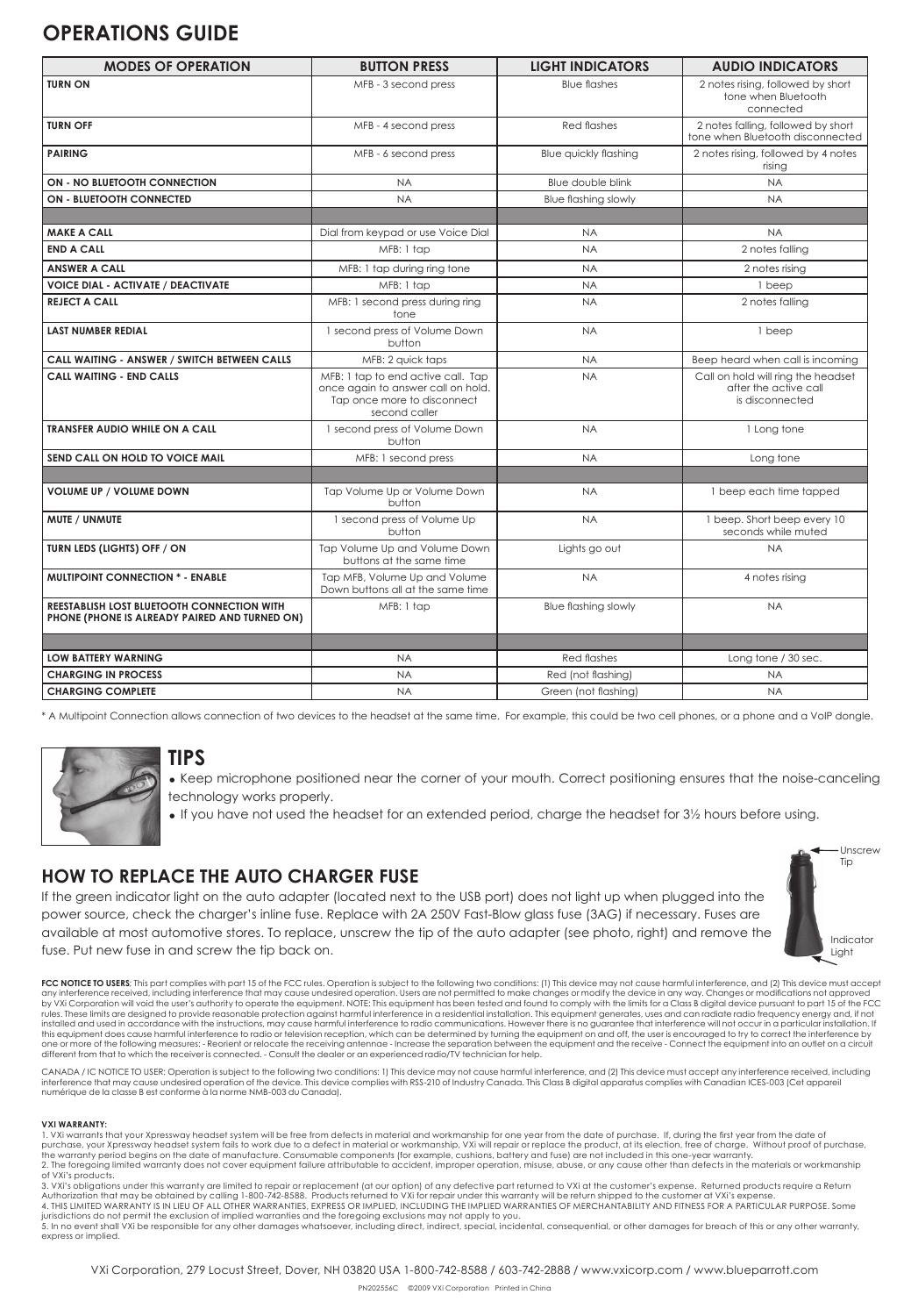# OPERATIONS GUIDE

| MODES OF OPERATION | BUTTON PRESS | LIGHT INDICATORS | AUDIO INDICATORS |
|---|---|---|---|
| **TURN ON** | MFB - 3 second press | Blue flashes | 2 notes rising, followed by short tone when Bluetooth connected |
| **TURN OFF** | MFB - 4 second press | Red flashes | 2 notes falling, followed by short tone when Bluetooth disconnected |
| **PAIRING** | MFB - 6 second press | Blue quickly flashing | 2 notes rising, followed by 4 notes rising |
| **ON - NO BLUETOOTH CONNECTION** | NA | Blue double blink | NA |
| **ON - BLUETOOTH CONNECTED** | NA | Blue flashing slowly | NA |
| | | | |
| **MAKE A CALL** | Dial from keypad or use Voice Dial | NA | NA |
| **END A CALL** | MFB: 1 tap | NA | 2 notes falling |
| **ANSWER A CALL** | MFB: 1 tap during ring tone | NA | 2 notes rising |
| **VOICE DIAL - ACTIVATE / DEACTIVATE** | MFB: 1 tap | NA | 1 beep |
| **REJECT A CALL** | MFB: 1 second press during ring tone | NA | 2 notes falling |
| **LAST NUMBER REDIAL** | 1 second press of Volume Down button | NA | 1 beep |
| **CALL WAITING - ANSWER / SWITCH BETWEEN CALLS** | MFB: 2 quick taps | NA | Beep heard when call is incoming |
| **CALL WAITING - END CALLS** | MFB: 1 tap to end active call. Tap once again to answer call on hold. Tap once more to disconnect second caller | NA | Call on hold will ring the headset after the active call is disconnected |
| **TRANSFER AUDIO WHILE ON A CALL** | 1 second press of Volume Down button | NA | 1 Long tone |
| **SEND CALL ON HOLD TO VOICE MAIL** | MFB: 1 second press | NA | Long tone |
| | | | |
| **VOLUME UP / VOLUME DOWN** | Tap Volume Up or Volume Down button | NA | 1 beep each time tapped |
| **MUTE / UNMUTE** | 1 second press of Volume Up button | NA | 1 beep. Short beep every 10 seconds while muted |
| **TURN LEDS (LIGHTS) OFF / ON** | Tap Volume Up and Volume Down buttons at the same time | Lights go out | NA |
| **MULTIPOINT CONNECTION * - ENABLE** | Tap MFB, Volume Up and Volume Down buttons all at the same time | NA | 4 notes rising |
| **REESTABLISH LOST BLUETOOTH CONNECTION WITH PHONE (PHONE IS ALREADY PAIRED AND TURNED ON)** | MFB: 1 tap | Blue flashing slowly | NA |
| | | | |
| **LOW BATTERY WARNING** | NA | Red flashes | Long tone / 30 sec. |
| **CHARGING IN PROCESS** | NA | Red (not flashing) | NA |
| **CHARGING COMPLETE** | NA | Green (not flashing) | NA |

\* A Multipoint Connection allows connection of two devices to the headset at the same time. For example, this could be two cell phones, or a phone and a VoIP dongle.

## TIPS

- Keep microphone positioned near the corner of your mouth. Correct positioning ensures that the noise-canceling technology works properly.
- If you have not used the headset for an extended period, charge the headset for 3½ hours before using.

## HOW TO REPLACE THE AUTO CHARGER FUSE

If the green indicator light on the auto adapter (located next to the USB port) does not light up when plugged into the power source, check the charger's inline fuse. Replace with 2A 250V Fast-Blow glass fuse (3AG) if necessary. Fuses are available at most automotive stores. To replace, unscrew the tip of the auto adapter (see photo, right) and remove the fuse. Put new fuse in and screw the tip back on.

Unscrew Tip

Indicator Light

**FCC NOTICE TO USERS**: This part complies with part 15 of the FCC rules. Operation is subject to the following two conditions: (1) This device may not cause harmful interference, and (2) This device must accept any interference received, including interference that may cause undesired operation. Users are not permitted to make changes or modify the device in any way. Changes or modifications not approved by VXi Corporation will void the user's authority to operate the equipment. NOTE: This equipment has been tested and found to comply with the limits for a Class B digital device pursuant to part 15 of the FCC rules. These limits are designed to provide reasonable protection against harmful interference in a residential installation. This equipment generates, uses and can radiate radio frequency energy and, if not installed and used in accordance with the instructions, may cause harmful interference to radio communications. However there is no guarantee that interference will not occur in a particular installation. If this equipment does cause harmful interference to radio or television reception, which can be determined by turning the equipment on and off, the user is encouraged to try to correct the interference by one or more of the following measures: - Reorient or relocate the receiving antennae - Increase the separation between the equipment and the receive - Connect the equipment into an outlet on a circuit different from that to which the receiver is connected. - Consult the dealer or an experienced radio/TV technician for help.

CANADA / IC NOTICE TO USER: Operation is subject to the following two conditions: 1) This device may not cause harmful interference, and (2) This device must accept any interference received, including interference that may cause undesired operation of the device. This device complies with RSS-210 of Industry Canada. This Class B digital apparatus complies with Canadian ICES-003 (Cet appareil numérique de la classe B est conforme à la norme NMB-003 du Canada).

**VXI WARRANTY:**

1. VXi warrants that your Xpressway headset system will be free from defects in material and workmanship for one year from the date of purchase. If, during the first year from the date of purchase, your Xpressway headset system fails to work due to a defect in material or workmanship, VXi will repair or replace the product, at its election, free of charge. Without proof of purchase, the warranty period begins on the date of manufacture. Consumable components (for example, cushions, battery and fuse) are not included in this one-year warranty.
2. The foregoing limited warranty does not cover equipment failure attributable to accident, improper operation, misuse, abuse, or any cause other than defects in the materials or workmanship of VXi's products.
3. VXi's obligations under this warranty are limited to repair or replacement (at our option) of any defective part returned to VXi at the customer's expense. Returned products require a Return Authorization that may be obtained by calling 1-800-742-8588. Products returned to VXi for repair under this warranty will be return shipped to the customer at VXi's expense.
4. THIS LIMITED WARRANTY IS IN LIEU OF ALL OTHER WARRANTIES, EXPRESS OR IMPLIED, INCLUDING THE IMPLIED WARRANTIES OF MERCHANTABILITY AND FITNESS FOR A PARTICULAR PURPOSE. Some jurisdictions do not permit the exclusion of implied warranties and the foregoing exclusions may not apply to you.
5. In no event shall VXi be responsible for any other damages whatsoever, including direct, indirect, special, incidental, consequential, or other damages for breach of this or any other warranty, express or implied.

VXi Corporation, 279 Locust Street, Dover, NH 03820 USA 1-800-742-8588 / 603-742-2888 / www.vxicorp.com / www.blueparrott.com

PN202556C ©2009 VXi Corporation Printed in China